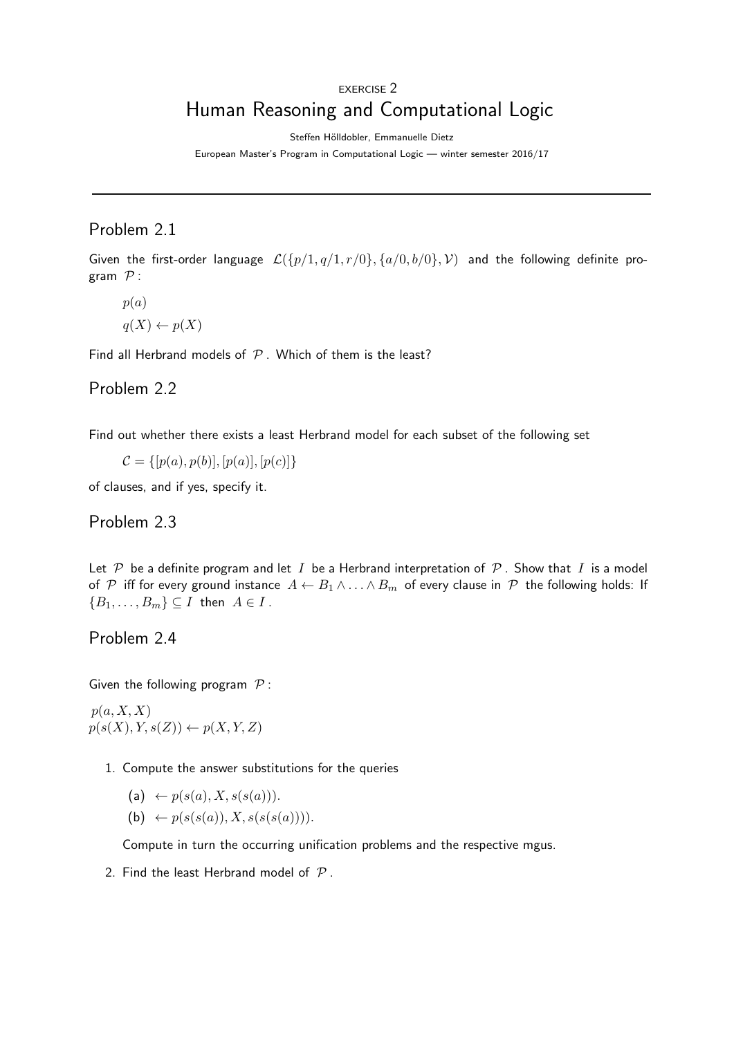EXERCISE 2

# Human Reasoning and Computational Logic

Steffen Hölldobler, Emmanuelle Dietz

European Master's Program in Computational Logic — winter semester 2016/17

## Problem 2.1

Given the first-order language $\mathcal{L}(\{p/1, q/1, r/0\}, \{a/0, b/0\}, \mathcal{V})$ and the following definite program $\mathcal{P}$ :

$$p(a)$$

$$q(X) \leftarrow p(X)$$

Find all Herbrand models of $\mathcal{P}$ . Which of them is the least?

## Problem 2.2

Find out whether there exists a least Herbrand model for each subset of the following set

$$\mathcal{C} = \{[p(a), p(b)], [p(a)], [p(c)]\}$$

of clauses, and if yes, specify it.

## Problem 2.3

Let $\mathcal{P}$ be a definite program and let $I$ be a Herbrand interpretation of $\mathcal{P}$ . Show that $I$ is a model of $\mathcal{P}$ iff for every ground instance $A \leftarrow B_1 \wedge \ldots \wedge B_m$ of every clause in $\mathcal{P}$ the following holds: If $\{B_1, \ldots, B_m\} \subseteq I$ then $A \in I$ .

## Problem 2.4

Given the following program $\mathcal{P}$ :

$p(a, X, X)$
$p(s(X), Y, s(Z)) \leftarrow p(X, Y, Z)$

1. Compute the answer substitutions for the queries

   (a) $\leftarrow p(s(a), X, s(s(a)))$.

   (b) $\leftarrow p(s(s(a)), X, s(s(s(a))))$.

   Compute in turn the occurring unification problems and the respective mgus.

2. Find the least Herbrand model of $\mathcal{P}$ .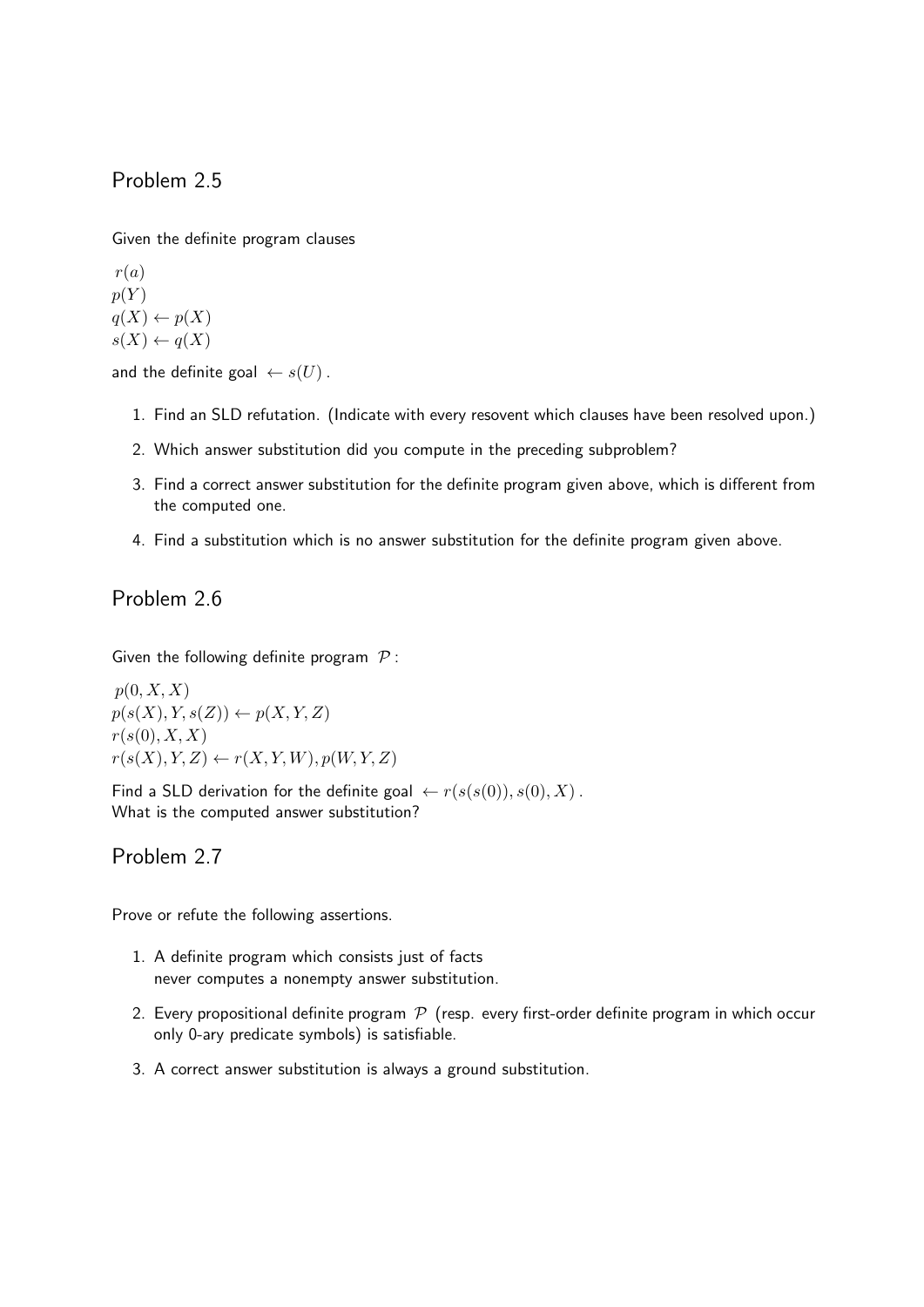## Problem 2.5

Given the definite program clauses

$r(a)$
$p(Y)$
$q(X) \leftarrow p(X)$
$s(X) \leftarrow q(X)$

and the definite goal $\leftarrow s(U)$ .

1. Find an SLD refutation. (Indicate with every resovent which clauses have been resolved upon.)
2. Which answer substitution did you compute in the preceding subproblem?
3. Find a correct answer substitution for the definite program given above, which is different from the computed one.
4. Find a substitution which is no answer substitution for the definite program given above.

## Problem 2.6

Given the following definite program $\mathcal{P}$ :

$p(0, X, X)$
$p(s(X), Y, s(Z)) \leftarrow p(X, Y, Z)$
$r(s(0), X, X)$
$r(s(X), Y, Z) \leftarrow r(X, Y, W), p(W, Y, Z)$

Find a SLD derivation for the definite goal $\leftarrow r(s(s(0)), s(0), X)$ .
What is the computed answer substitution?

## Problem 2.7

Prove or refute the following assertions.

1. A definite program which consists just of facts never computes a nonempty answer substitution.
2. Every propositional definite program $\mathcal{P}$ (resp. every first-order definite program in which occur only 0-ary predicate symbols) is satisfiable.
3. A correct answer substitution is always a ground substitution.